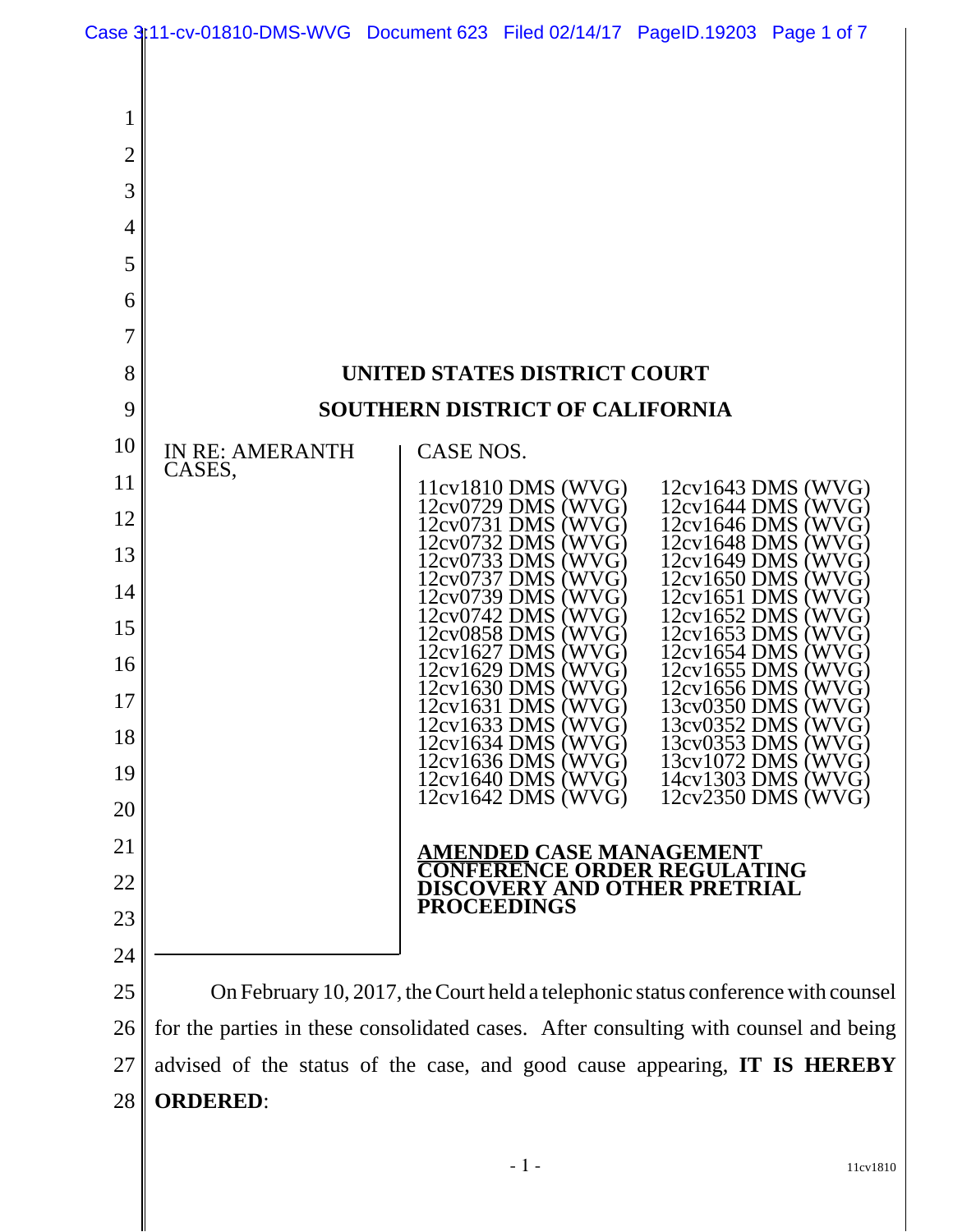# UNITED STATES DISTRICT COURT

# SOUTHERN DISTRICT OF CALIFORNIA

IN RE: AMERANTH CASES,

CASE NOS.

11cv1810 DMS (WVG)
12cv0729 DMS (WVG)
12cv0731 DMS (WVG)
12cv0732 DMS (WVG)
12cv0733 DMS (WVG)
12cv0737 DMS (WVG)
12cv0739 DMS (WVG)
12cv0742 DMS (WVG)
12cv0858 DMS (WVG)
12cv1627 DMS (WVG)
12cv1629 DMS (WVG)
12cv1630 DMS (WVG)
12cv1631 DMS (WVG)
12cv1633 DMS (WVG)
12cv1634 DMS (WVG)
12cv1636 DMS (WVG)
12cv1640 DMS (WVG)
12cv1642 DMS (WVG)
12cv1643 DMS (WVG)
12cv1644 DMS (WVG)
12cv1646 DMS (WVG)
12cv1648 DMS (WVG)
12cv1649 DMS (WVG)
12cv1650 DMS (WVG)
12cv1651 DMS (WVG)
12cv1652 DMS (WVG)
12cv1653 DMS (WVG)
12cv1654 DMS (WVG)
12cv1655 DMS (WVG)
12cv1656 DMS (WVG)
13cv0350 DMS (WVG)
13cv0352 DMS (WVG)
13cv0353 DMS (WVG)
13cv1072 DMS (WVG)
14cv1303 DMS (WVG)
12cv2350 DMS (WVG)

**AMENDED CASE MANAGEMENT CONFERENCE ORDER REGULATING DISCOVERY AND OTHER PRETRIAL PROCEEDINGS**

On February 10, 2017, the Court held a telephonic status conference with counsel for the parties in these consolidated cases. After consulting with counsel and being advised of the status of the case, and good cause appearing, **IT IS HEREBY ORDERED**: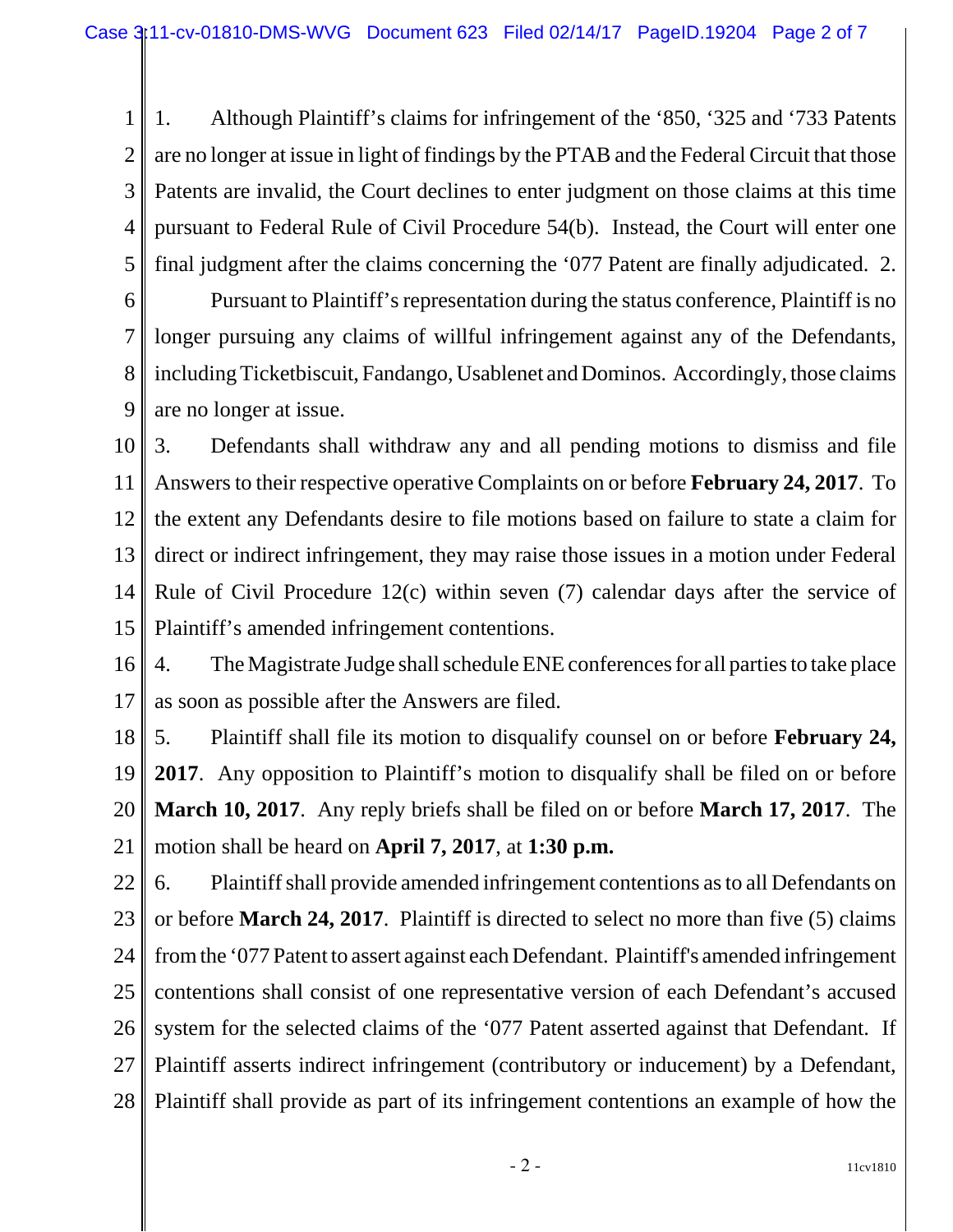1. Although Plaintiff's claims for infringement of the '850, '325 and '733 Patents are no longer at issue in light of findings by the PTAB and the Federal Circuit that those Patents are invalid, the Court declines to enter judgment on those claims at this time pursuant to Federal Rule of Civil Procedure 54(b). Instead, the Court will enter one final judgment after the claims concerning the '077 Patent are finally adjudicated.

2. Pursuant to Plaintiff's representation during the status conference, Plaintiff is no longer pursuing any claims of willful infringement against any of the Defendants, including Ticketbiscuit, Fandango, Usablenet and Dominos. Accordingly, those claims are no longer at issue.

3. Defendants shall withdraw any and all pending motions to dismiss and file Answers to their respective operative Complaints on or before **February 24, 2017**. To the extent any Defendants desire to file motions based on failure to state a claim for direct or indirect infringement, they may raise those issues in a motion under Federal Rule of Civil Procedure 12(c) within seven (7) calendar days after the service of Plaintiff's amended infringement contentions.

4. The Magistrate Judge shall schedule ENE conferences for all parties to take place as soon as possible after the Answers are filed.

5. Plaintiff shall file its motion to disqualify counsel on or before **February 24, 2017**. Any opposition to Plaintiff's motion to disqualify shall be filed on or before **March 10, 2017**. Any reply briefs shall be filed on or before **March 17, 2017**. The motion shall be heard on **April 7, 2017**, at **1:30 p.m.**

6. Plaintiff shall provide amended infringement contentions as to all Defendants on or before **March 24, 2017**. Plaintiff is directed to select no more than five (5) claims from the '077 Patent to assert against each Defendant. Plaintiff's amended infringement contentions shall consist of one representative version of each Defendant's accused system for the selected claims of the '077 Patent asserted against that Defendant. If Plaintiff asserts indirect infringement (contributory or inducement) by a Defendant, Plaintiff shall provide as part of its infringement contentions an example of how the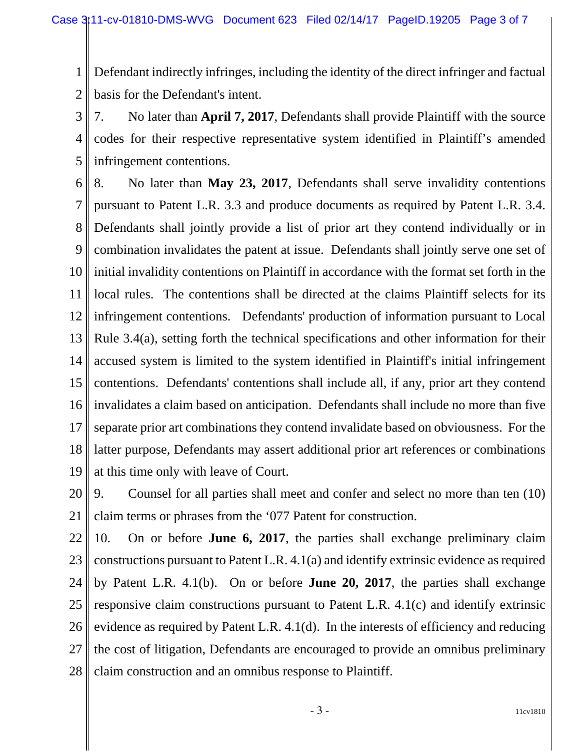Defendant indirectly infringes, including the identity of the direct infringer and factual basis for the Defendant's intent.

7. No later than **April 7, 2017**, Defendants shall provide Plaintiff with the source codes for their respective representative system identified in Plaintiff's amended infringement contentions.

8. No later than **May 23, 2017**, Defendants shall serve invalidity contentions pursuant to Patent L.R. 3.3 and produce documents as required by Patent L.R. 3.4. Defendants shall jointly provide a list of prior art they contend individually or in combination invalidates the patent at issue. Defendants shall jointly serve one set of initial invalidity contentions on Plaintiff in accordance with the format set forth in the local rules. The contentions shall be directed at the claims Plaintiff selects for its infringement contentions. Defendants' production of information pursuant to Local Rule 3.4(a), setting forth the technical specifications and other information for their accused system is limited to the system identified in Plaintiff's initial infringement contentions. Defendants' contentions shall include all, if any, prior art they contend invalidates a claim based on anticipation. Defendants shall include no more than five separate prior art combinations they contend invalidate based on obviousness. For the latter purpose, Defendants may assert additional prior art references or combinations at this time only with leave of Court.

9. Counsel for all parties shall meet and confer and select no more than ten (10) claim terms or phrases from the '077 Patent for construction.

10. On or before **June 6, 2017**, the parties shall exchange preliminary claim constructions pursuant to Patent L.R. 4.1(a) and identify extrinsic evidence as required by Patent L.R. 4.1(b). On or before **June 20, 2017**, the parties shall exchange responsive claim constructions pursuant to Patent L.R. 4.1(c) and identify extrinsic evidence as required by Patent L.R. 4.1(d). In the interests of efficiency and reducing the cost of litigation, Defendants are encouraged to provide an omnibus preliminary claim construction and an omnibus response to Plaintiff.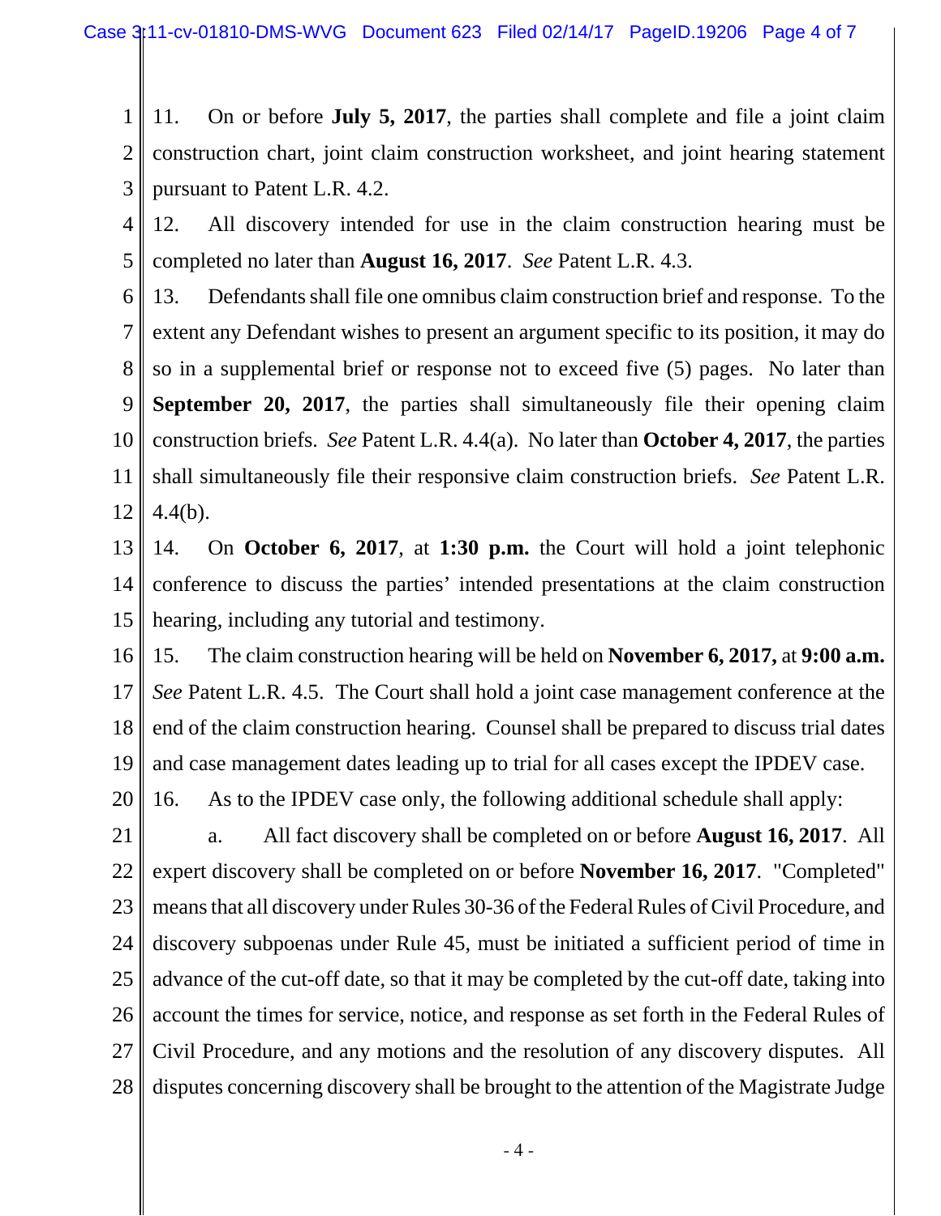11. On or before **July 5, 2017**, the parties shall complete and file a joint claim construction chart, joint claim construction worksheet, and joint hearing statement pursuant to Patent L.R. 4.2.

12. All discovery intended for use in the claim construction hearing must be completed no later than **August 16, 2017**. *See* Patent L.R. 4.3.

13. Defendants shall file one omnibus claim construction brief and response. To the extent any Defendant wishes to present an argument specific to its position, it may do so in a supplemental brief or response not to exceed five (5) pages. No later than **September 20, 2017**, the parties shall simultaneously file their opening claim construction briefs. *See* Patent L.R. 4.4(a). No later than **October 4, 2017**, the parties shall simultaneously file their responsive claim construction briefs. *See* Patent L.R. 4.4(b).

14. On **October 6, 2017**, at **1:30 p.m.** the Court will hold a joint telephonic conference to discuss the parties' intended presentations at the claim construction hearing, including any tutorial and testimony.

15. The claim construction hearing will be held on **November 6, 2017,** at **9:00 a.m.** *See* Patent L.R. 4.5. The Court shall hold a joint case management conference at the end of the claim construction hearing. Counsel shall be prepared to discuss trial dates and case management dates leading up to trial for all cases except the IPDEV case.

16. As to the IPDEV case only, the following additional schedule shall apply:

a. All fact discovery shall be completed on or before **August 16, 2017**. All expert discovery shall be completed on or before **November 16, 2017**. "Completed" means that all discovery under Rules 30-36 of the Federal Rules of Civil Procedure, and discovery subpoenas under Rule 45, must be initiated a sufficient period of time in advance of the cut-off date, so that it may be completed by the cut-off date, taking into account the times for service, notice, and response as set forth in the Federal Rules of Civil Procedure, and any motions and the resolution of any discovery disputes. All disputes concerning discovery shall be brought to the attention of the Magistrate Judge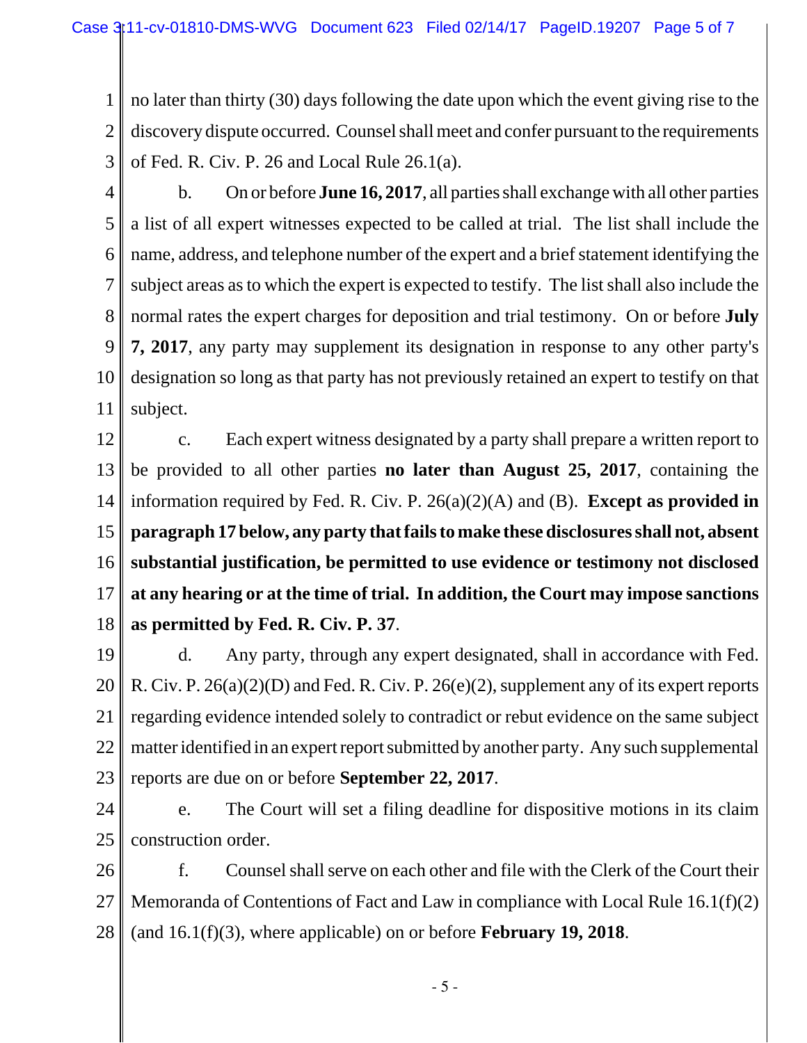no later than thirty (30) days following the date upon which the event giving rise to the discovery dispute occurred. Counsel shall meet and confer pursuant to the requirements of Fed. R. Civ. P. 26 and Local Rule 26.1(a).

b. On or before **June 16, 2017**, all parties shall exchange with all other parties a list of all expert witnesses expected to be called at trial. The list shall include the name, address, and telephone number of the expert and a brief statement identifying the subject areas as to which the expert is expected to testify. The list shall also include the normal rates the expert charges for deposition and trial testimony. On or before **July 7, 2017**, any party may supplement its designation in response to any other party's designation so long as that party has not previously retained an expert to testify on that subject.

c. Each expert witness designated by a party shall prepare a written report to be provided to all other parties **no later than August 25, 2017**, containing the information required by Fed. R. Civ. P. 26(a)(2)(A) and (B). **Except as provided in paragraph 17 below, any party that fails to make these disclosures shall not, absent substantial justification, be permitted to use evidence or testimony not disclosed at any hearing or at the time of trial. In addition, the Court may impose sanctions as permitted by Fed. R. Civ. P. 37**.

d. Any party, through any expert designated, shall in accordance with Fed. R. Civ. P. 26(a)(2)(D) and Fed. R. Civ. P. 26(e)(2), supplement any of its expert reports regarding evidence intended solely to contradict or rebut evidence on the same subject matter identified in an expert report submitted by another party. Any such supplemental reports are due on or before **September 22, 2017**.

e. The Court will set a filing deadline for dispositive motions in its claim construction order.

f. Counsel shall serve on each other and file with the Clerk of the Court their Memoranda of Contentions of Fact and Law in compliance with Local Rule 16.1(f)(2) (and 16.1(f)(3), where applicable) on or before **February 19, 2018**.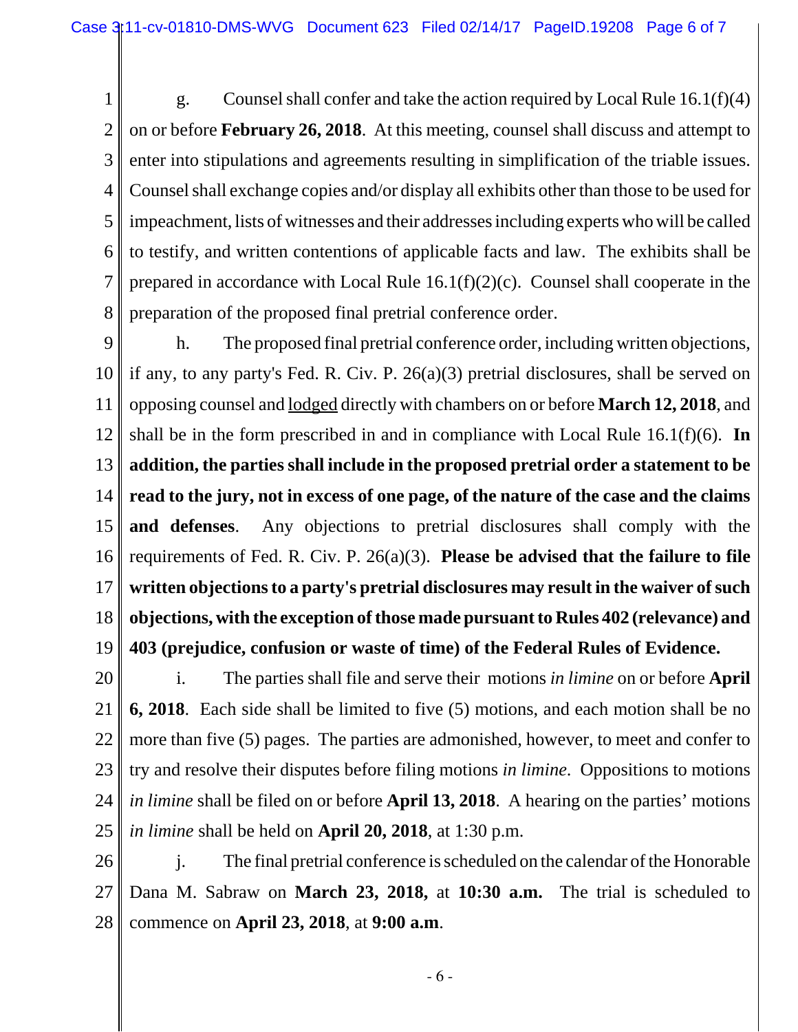g. Counsel shall confer and take the action required by Local Rule 16.1(f)(4) on or before **February 26, 2018**. At this meeting, counsel shall discuss and attempt to enter into stipulations and agreements resulting in simplification of the triable issues. Counsel shall exchange copies and/or display all exhibits other than those to be used for impeachment, lists of witnesses and their addresses including experts who will be called to testify, and written contentions of applicable facts and law. The exhibits shall be prepared in accordance with Local Rule 16.1(f)(2)(c). Counsel shall cooperate in the preparation of the proposed final pretrial conference order.

h. The proposed final pretrial conference order, including written objections, if any, to any party's Fed. R. Civ. P. 26(a)(3) pretrial disclosures, shall be served on opposing counsel and <u>lodged</u> directly with chambers on or before **March 12, 2018**, and shall be in the form prescribed in and in compliance with Local Rule 16.1(f)(6). **In addition, the parties shall include in the proposed pretrial order a statement to be read to the jury, not in excess of one page, of the nature of the case and the claims and defenses**. Any objections to pretrial disclosures shall comply with the requirements of Fed. R. Civ. P. 26(a)(3). **Please be advised that the failure to file written objections to a party's pretrial disclosures may result in the waiver of such objections, with the exception of those made pursuant to Rules 402 (relevance) and 403 (prejudice, confusion or waste of time) of the Federal Rules of Evidence.**

i. The parties shall file and serve their motions *in limine* on or before **April 6, 2018**. Each side shall be limited to five (5) motions, and each motion shall be no more than five (5) pages. The parties are admonished, however, to meet and confer to try and resolve their disputes before filing motions *in limine*. Oppositions to motions *in limine* shall be filed on or before **April 13, 2018**. A hearing on the parties' motions *in limine* shall be held on **April 20, 2018**, at 1:30 p.m.

j. The final pretrial conference is scheduled on the calendar of the Honorable Dana M. Sabraw on **March 23, 2018,** at **10:30 a.m.** The trial is scheduled to commence on **April 23, 2018**, at **9:00 a.m**.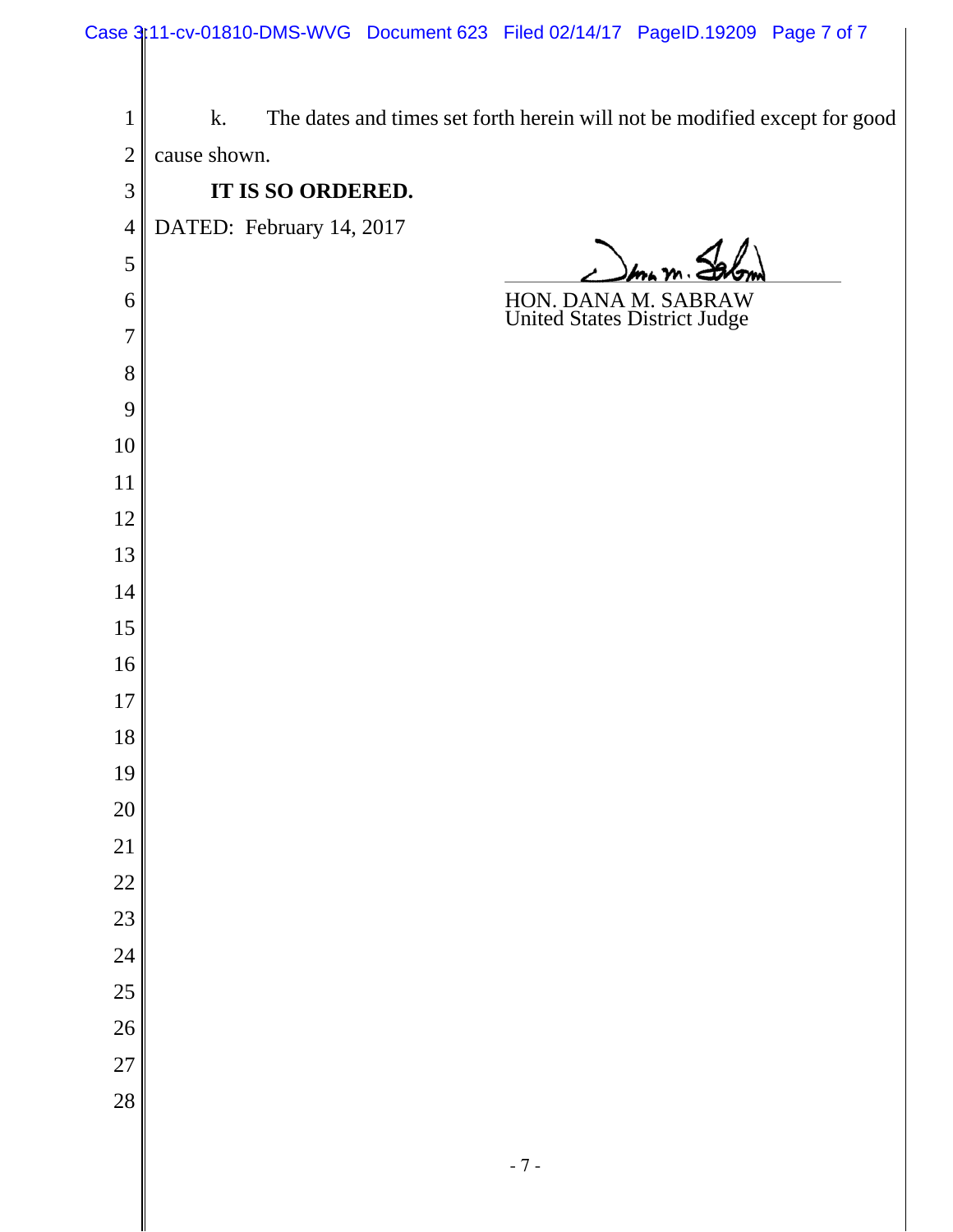k. The dates and times set forth herein will not be modified except for good cause shown.

**IT IS SO ORDERED.**

DATED: February 14, 2017

HON. DANA M. SABRAW
United States District Judge